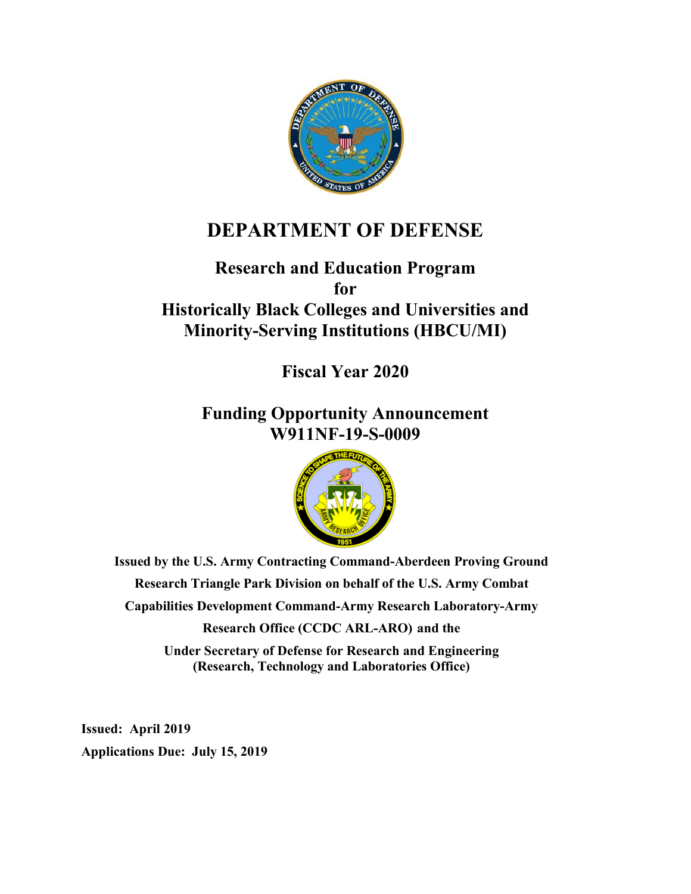# DEPARTMENT OF DEFENSE

## Research and Education Program for Historically Black Colleges and Universities and Minority-Serving Institutions (HBCU/MI)

## Fiscal Year 2020

## Funding Opportunity Announcement W911NF-19-S-0009

**Issued by the U.S. Army Contracting Command-Aberdeen Proving Ground Research Triangle Park Division on behalf of the U.S. Army Combat Capabilities Development Command-Army Research Laboratory-Army Research Office (CCDC ARL-ARO) and the Under Secretary of Defense for Research and Engineering (Research, Technology and Laboratories Office)**

**Issued: April 2019**

**Applications Due: July 15, 2019**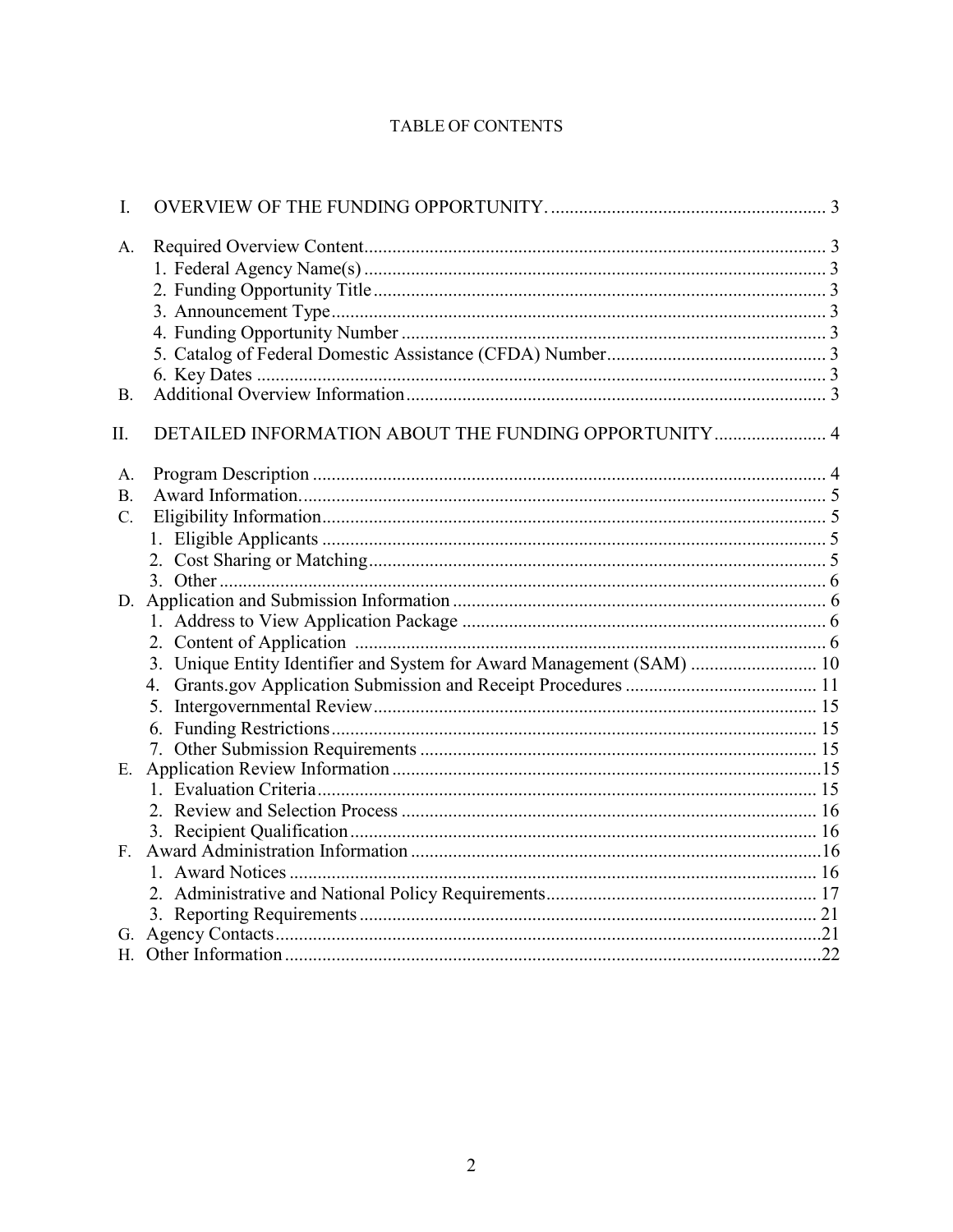TABLE OF CONTENTS

I. OVERVIEW OF THE FUNDING OPPORTUNITY. .......... 3

A. Required Overview Content .......... 3
   1. Federal Agency Name(s) .......... 3
   2. Funding Opportunity Title .......... 3
   3. Announcement Type .......... 3
   4. Funding Opportunity Number .......... 3
   5. Catalog of Federal Domestic Assistance (CFDA) Number .......... 3
   6. Key Dates .......... 3
B. Additional Overview Information .......... 3

II. DETAILED INFORMATION ABOUT THE FUNDING OPPORTUNITY .......... 4

A. Program Description .......... 4
B. Award Information. .......... 5
C. Eligibility Information .......... 5
   1. Eligible Applicants .......... 5
   2. Cost Sharing or Matching .......... 5
   3. Other .......... 6
D. Application and Submission Information .......... 6
   1. Address to View Application Package .......... 6
   2. Content of Application .......... 6
   3. Unique Entity Identifier and System for Award Management (SAM) .......... 10
   4. Grants.gov Application Submission and Receipt Procedures .......... 11
   5. Intergovernmental Review .......... 15
   6. Funding Restrictions .......... 15
   7. Other Submission Requirements .......... 15
E. Application Review Information .......... 15
   1. Evaluation Criteria .......... 15
   2. Review and Selection Process .......... 16
   3. Recipient Qualification .......... 16
F. Award Administration Information .......... 16
   1. Award Notices .......... 16
   2. Administrative and National Policy Requirements .......... 17
   3. Reporting Requirements .......... 21
G. Agency Contacts .......... 21
H. Other Information .......... 22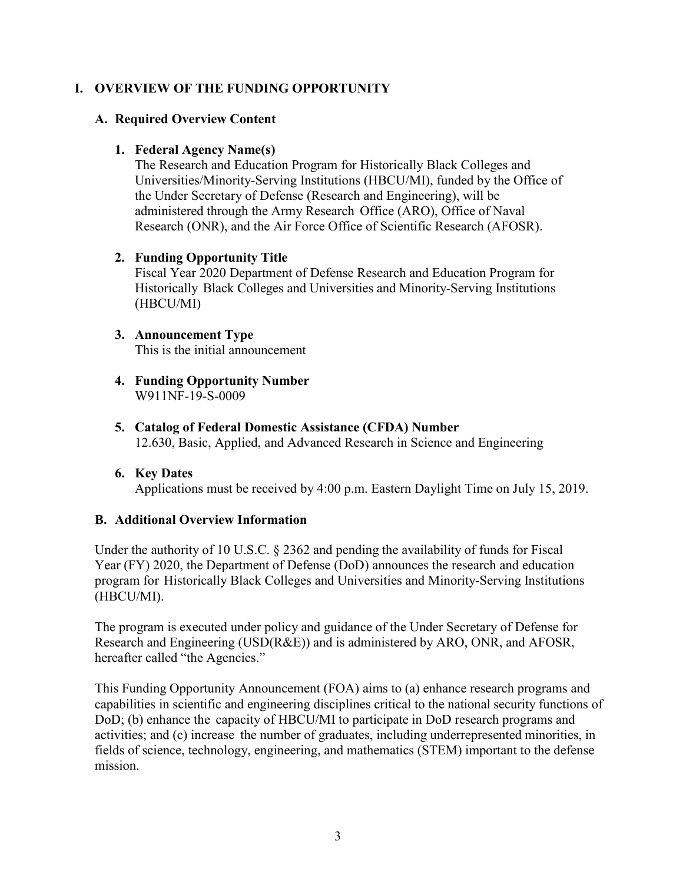# I. OVERVIEW OF THE FUNDING OPPORTUNITY

## A. Required Overview Content

### 1. Federal Agency Name(s)

The Research and Education Program for Historically Black Colleges and Universities/Minority-Serving Institutions (HBCU/MI), funded by the Office of the Under Secretary of Defense (Research and Engineering), will be administered through the Army Research Office (ARO), Office of Naval Research (ONR), and the Air Force Office of Scientific Research (AFOSR).

### 2. Funding Opportunity Title

Fiscal Year 2020 Department of Defense Research and Education Program for Historically Black Colleges and Universities and Minority-Serving Institutions (HBCU/MI)

### 3. Announcement Type

This is the initial announcement

### 4. Funding Opportunity Number

W911NF-19-S-0009

### 5. Catalog of Federal Domestic Assistance (CFDA) Number

12.630, Basic, Applied, and Advanced Research in Science and Engineering

### 6. Key Dates

Applications must be received by 4:00 p.m. Eastern Daylight Time on July 15, 2019.

## B. Additional Overview Information

Under the authority of 10 U.S.C. § 2362 and pending the availability of funds for Fiscal Year (FY) 2020, the Department of Defense (DoD) announces the research and education program for Historically Black Colleges and Universities and Minority-Serving Institutions (HBCU/MI).

The program is executed under policy and guidance of the Under Secretary of Defense for Research and Engineering (USD(R&E)) and is administered by ARO, ONR, and AFOSR, hereafter called "the Agencies."

This Funding Opportunity Announcement (FOA) aims to (a) enhance research programs and capabilities in scientific and engineering disciplines critical to the national security functions of DoD; (b) enhance the capacity of HBCU/MI to participate in DoD research programs and activities; and (c) increase the number of graduates, including underrepresented minorities, in fields of science, technology, engineering, and mathematics (STEM) important to the defense mission.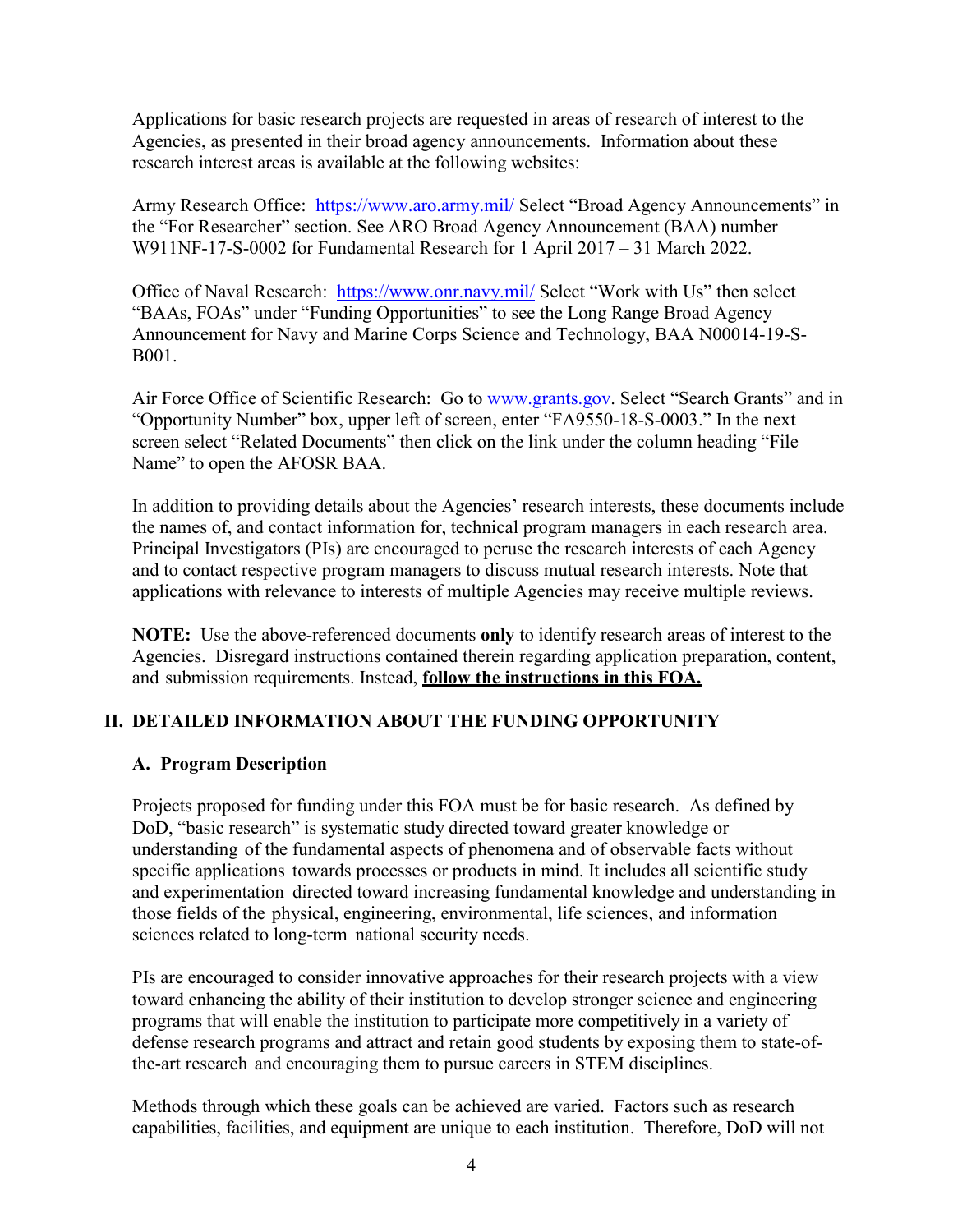Applications for basic research projects are requested in areas of research of interest to the Agencies, as presented in their broad agency announcements. Information about these research interest areas is available at the following websites:

Army Research Office: https://www.aro.army.mil/ Select "Broad Agency Announcements" in the "For Researcher" section. See ARO Broad Agency Announcement (BAA) number W911NF-17-S-0002 for Fundamental Research for 1 April 2017 – 31 March 2022.

Office of Naval Research: https://www.onr.navy.mil/ Select "Work with Us" then select "BAAs, FOAs" under "Funding Opportunities" to see the Long Range Broad Agency Announcement for Navy and Marine Corps Science and Technology, BAA N00014-19-S-B001.

Air Force Office of Scientific Research: Go to www.grants.gov. Select "Search Grants" and in "Opportunity Number" box, upper left of screen, enter "FA9550-18-S-0003." In the next screen select "Related Documents" then click on the link under the column heading "File Name" to open the AFOSR BAA.

In addition to providing details about the Agencies' research interests, these documents include the names of, and contact information for, technical program managers in each research area. Principal Investigators (PIs) are encouraged to peruse the research interests of each Agency and to contact respective program managers to discuss mutual research interests. Note that applications with relevance to interests of multiple Agencies may receive multiple reviews.

**NOTE:** Use the above-referenced documents **only** to identify research areas of interest to the Agencies. Disregard instructions contained therein regarding application preparation, content, and submission requirements. Instead, **follow the instructions in this FOA.**

## II. DETAILED INFORMATION ABOUT THE FUNDING OPPORTUNITY

### A. Program Description

Projects proposed for funding under this FOA must be for basic research. As defined by DoD, "basic research" is systematic study directed toward greater knowledge or understanding of the fundamental aspects of phenomena and of observable facts without specific applications towards processes or products in mind. It includes all scientific study and experimentation directed toward increasing fundamental knowledge and understanding in those fields of the physical, engineering, environmental, life sciences, and information sciences related to long-term national security needs.

PIs are encouraged to consider innovative approaches for their research projects with a view toward enhancing the ability of their institution to develop stronger science and engineering programs that will enable the institution to participate more competitively in a variety of defense research programs and attract and retain good students by exposing them to state-of-the-art research and encouraging them to pursue careers in STEM disciplines.

Methods through which these goals can be achieved are varied. Factors such as research capabilities, facilities, and equipment are unique to each institution. Therefore, DoD will not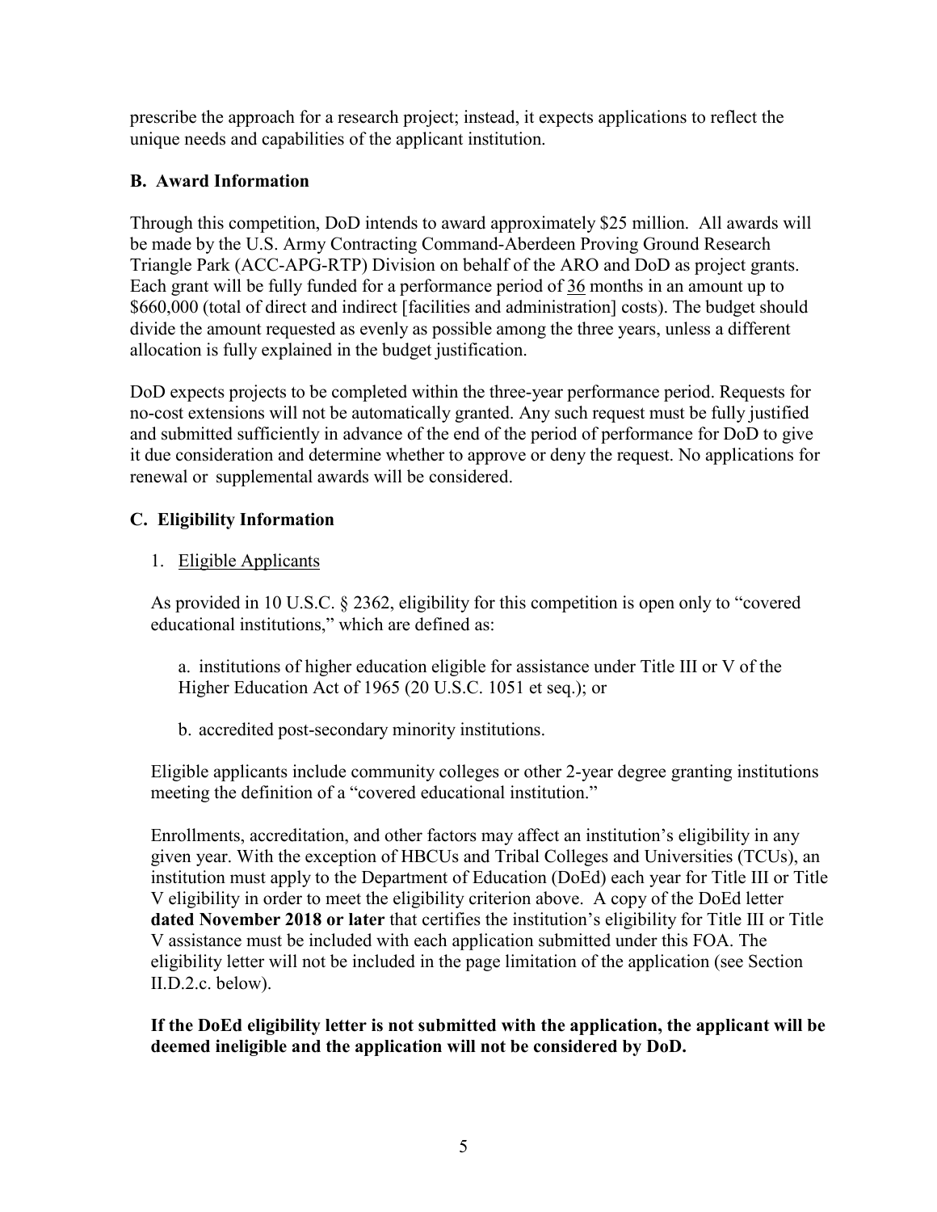prescribe the approach for a research project; instead, it expects applications to reflect the unique needs and capabilities of the applicant institution.

## B. Award Information

Through this competition, DoD intends to award approximately $25 million. All awards will be made by the U.S. Army Contracting Command-Aberdeen Proving Ground Research Triangle Park (ACC-APG-RTP) Division on behalf of the ARO and DoD as project grants. Each grant will be fully funded for a performance period of 36 months in an amount up to $660,000 (total of direct and indirect [facilities and administration] costs). The budget should divide the amount requested as evenly as possible among the three years, unless a different allocation is fully explained in the budget justification.

DoD expects projects to be completed within the three-year performance period. Requests for no-cost extensions will not be automatically granted. Any such request must be fully justified and submitted sufficiently in advance of the end of the period of performance for DoD to give it due consideration and determine whether to approve or deny the request. No applications for renewal or supplemental awards will be considered.

## C. Eligibility Information

1. Eligible Applicants

As provided in 10 U.S.C. § 2362, eligibility for this competition is open only to "covered educational institutions," which are defined as:

a. institutions of higher education eligible for assistance under Title III or V of the Higher Education Act of 1965 (20 U.S.C. 1051 et seq.); or

b. accredited post-secondary minority institutions.

Eligible applicants include community colleges or other 2-year degree granting institutions meeting the definition of a "covered educational institution."

Enrollments, accreditation, and other factors may affect an institution's eligibility in any given year. With the exception of HBCUs and Tribal Colleges and Universities (TCUs), an institution must apply to the Department of Education (DoEd) each year for Title III or Title V eligibility in order to meet the eligibility criterion above. A copy of the DoEd letter **dated November 2018 or later** that certifies the institution's eligibility for Title III or Title V assistance must be included with each application submitted under this FOA. The eligibility letter will not be included in the page limitation of the application (see Section II.D.2.c. below).

**If the DoEd eligibility letter is not submitted with the application, the applicant will be deemed ineligible and the application will not be considered by DoD.**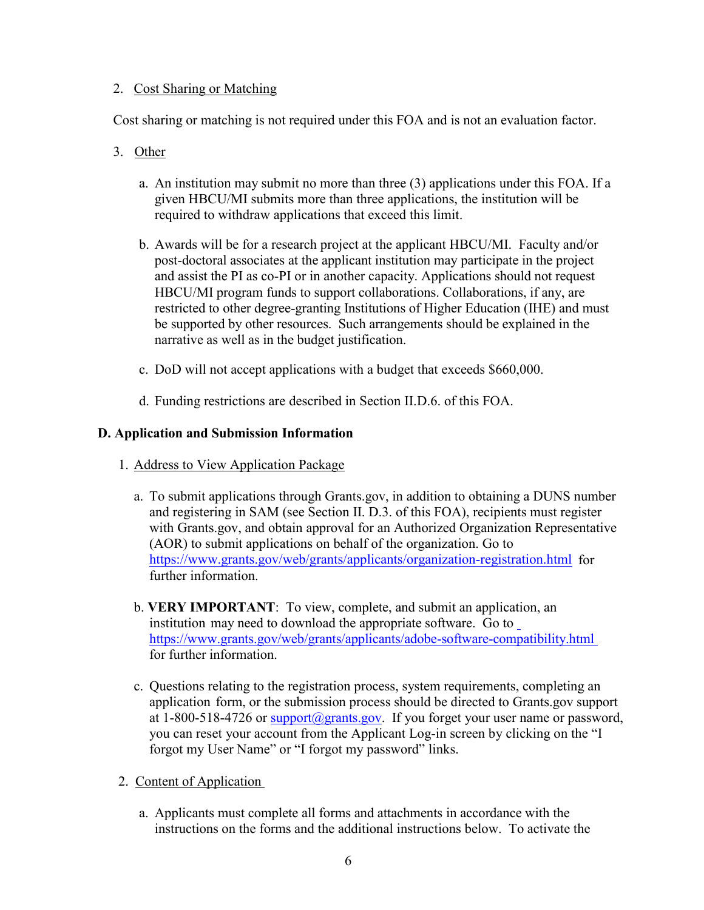2. Cost Sharing or Matching

Cost sharing or matching is not required under this FOA and is not an evaluation factor.

3. Other

   a. An institution may submit no more than three (3) applications under this FOA. If a given HBCU/MI submits more than three applications, the institution will be required to withdraw applications that exceed this limit.

   b. Awards will be for a research project at the applicant HBCU/MI. Faculty and/or post-doctoral associates at the applicant institution may participate in the project and assist the PI as co-PI or in another capacity. Applications should not request HBCU/MI program funds to support collaborations. Collaborations, if any, are restricted to other degree-granting Institutions of Higher Education (IHE) and must be supported by other resources. Such arrangements should be explained in the narrative as well as in the budget justification.

   c. DoD will not accept applications with a budget that exceeds $660,000.

   d. Funding restrictions are described in Section II.D.6. of this FOA.

## D. Application and Submission Information

1. Address to View Application Package

   a. To submit applications through Grants.gov, in addition to obtaining a DUNS number and registering in SAM (see Section II. D.3. of this FOA), recipients must register with Grants.gov, and obtain approval for an Authorized Organization Representative (AOR) to submit applications on behalf of the organization. Go to https://www.grants.gov/web/grants/applicants/organization-registration.html for further information.

   b. **VERY IMPORTANT**: To view, complete, and submit an application, an institution may need to download the appropriate software. Go to https://www.grants.gov/web/grants/applicants/adobe-software-compatibility.html for further information.

   c. Questions relating to the registration process, system requirements, completing an application form, or the submission process should be directed to Grants.gov support at 1-800-518-4726 or support@grants.gov. If you forget your user name or password, you can reset your account from the Applicant Log-in screen by clicking on the "I forgot my User Name" or "I forgot my password" links.

2. Content of Application

   a. Applicants must complete all forms and attachments in accordance with the instructions on the forms and the additional instructions below. To activate the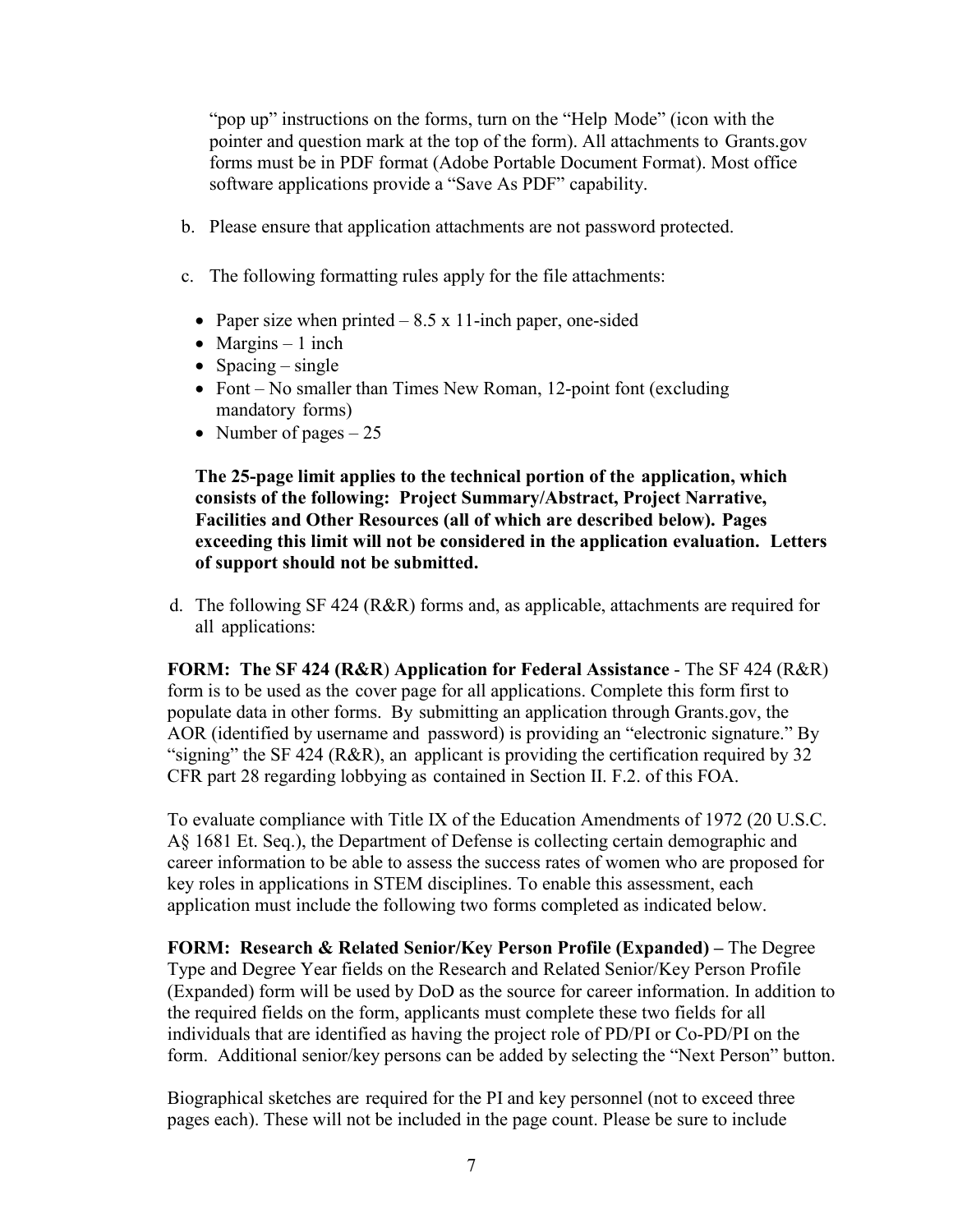"pop up" instructions on the forms, turn on the "Help Mode" (icon with the pointer and question mark at the top of the form). All attachments to Grants.gov forms must be in PDF format (Adobe Portable Document Format). Most office software applications provide a "Save As PDF" capability.

b. Please ensure that application attachments are not password protected.

c. The following formatting rules apply for the file attachments:

- Paper size when printed – 8.5 x 11-inch paper, one-sided
- Margins – 1 inch
- Spacing – single
- Font – No smaller than Times New Roman, 12-point font (excluding mandatory forms)
- Number of pages – 25

**The 25-page limit applies to the technical portion of the application, which consists of the following: Project Summary/Abstract, Project Narrative, Facilities and Other Resources (all of which are described below). Pages exceeding this limit will not be considered in the application evaluation. Letters of support should not be submitted.**

d. The following SF 424 (R&R) forms and, as applicable, attachments are required for all applications:

**FORM: The SF 424 (R&R) Application for Federal Assistance** - The SF 424 (R&R) form is to be used as the cover page for all applications. Complete this form first to populate data in other forms. By submitting an application through Grants.gov, the AOR (identified by username and password) is providing an "electronic signature." By "signing" the SF 424 (R&R), an applicant is providing the certification required by 32 CFR part 28 regarding lobbying as contained in Section II. F.2. of this FOA.

To evaluate compliance with Title IX of the Education Amendments of 1972 (20 U.S.C. A§ 1681 Et. Seq.), the Department of Defense is collecting certain demographic and career information to be able to assess the success rates of women who are proposed for key roles in applications in STEM disciplines. To enable this assessment, each application must include the following two forms completed as indicated below.

**FORM: Research & Related Senior/Key Person Profile (Expanded) –** The Degree Type and Degree Year fields on the Research and Related Senior/Key Person Profile (Expanded) form will be used by DoD as the source for career information. In addition to the required fields on the form, applicants must complete these two fields for all individuals that are identified as having the project role of PD/PI or Co-PD/PI on the form. Additional senior/key persons can be added by selecting the "Next Person" button.

Biographical sketches are required for the PI and key personnel (not to exceed three pages each). These will not be included in the page count. Please be sure to include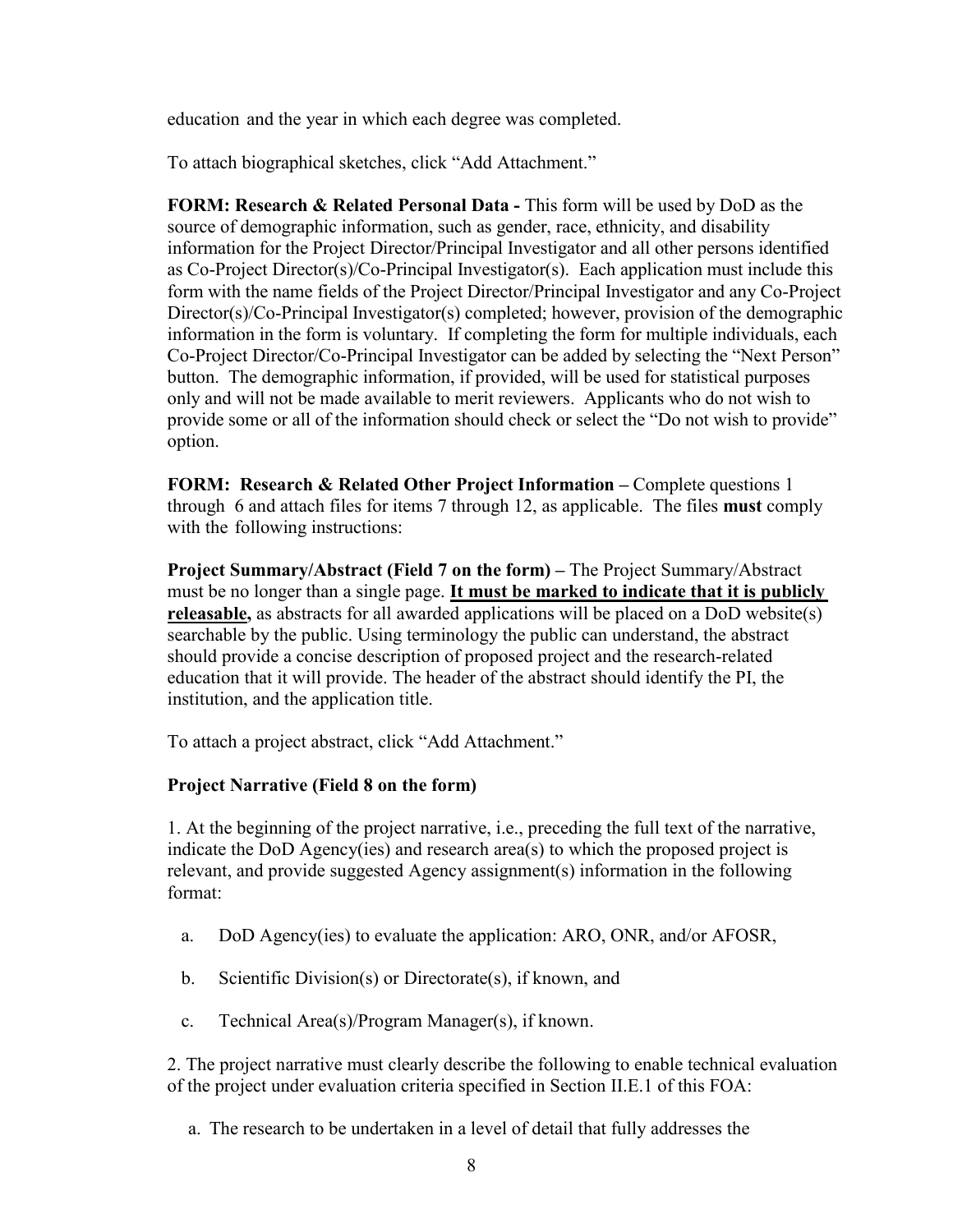education and the year in which each degree was completed.

To attach biographical sketches, click “Add Attachment.”

**FORM: Research & Related Personal Data -** This form will be used by DoD as the source of demographic information, such as gender, race, ethnicity, and disability information for the Project Director/Principal Investigator and all other persons identified as Co-Project Director(s)/Co-Principal Investigator(s). Each application must include this form with the name fields of the Project Director/Principal Investigator and any Co-Project Director(s)/Co-Principal Investigator(s) completed; however, provision of the demographic information in the form is voluntary. If completing the form for multiple individuals, each Co-Project Director/Co-Principal Investigator can be added by selecting the “Next Person” button. The demographic information, if provided, will be used for statistical purposes only and will not be made available to merit reviewers. Applicants who do not wish to provide some or all of the information should check or select the “Do not wish to provide” option.

**FORM: Research & Related Other Project Information –** Complete questions 1 through 6 and attach files for items 7 through 12, as applicable. The files **must** comply with the following instructions:

**Project Summary/Abstract (Field 7 on the form) –** The Project Summary/Abstract must be no longer than a single page. **It must be marked to indicate that it is publicly releasable,** as abstracts for all awarded applications will be placed on a DoD website(s) searchable by the public. Using terminology the public can understand, the abstract should provide a concise description of proposed project and the research-related education that it will provide. The header of the abstract should identify the PI, the institution, and the application title.

To attach a project abstract, click “Add Attachment.”

**Project Narrative (Field 8 on the form)**

1. At the beginning of the project narrative, i.e., preceding the full text of the narrative, indicate the DoD Agency(ies) and research area(s) to which the proposed project is relevant, and provide suggested Agency assignment(s) information in the following format:

   a. DoD Agency(ies) to evaluate the application: ARO, ONR, and/or AFOSR,

   b. Scientific Division(s) or Directorate(s), if known, and

   c. Technical Area(s)/Program Manager(s), if known.

2. The project narrative must clearly describe the following to enable technical evaluation of the project under evaluation criteria specified in Section II.E.1 of this FOA:

   a. The research to be undertaken in a level of detail that fully addresses the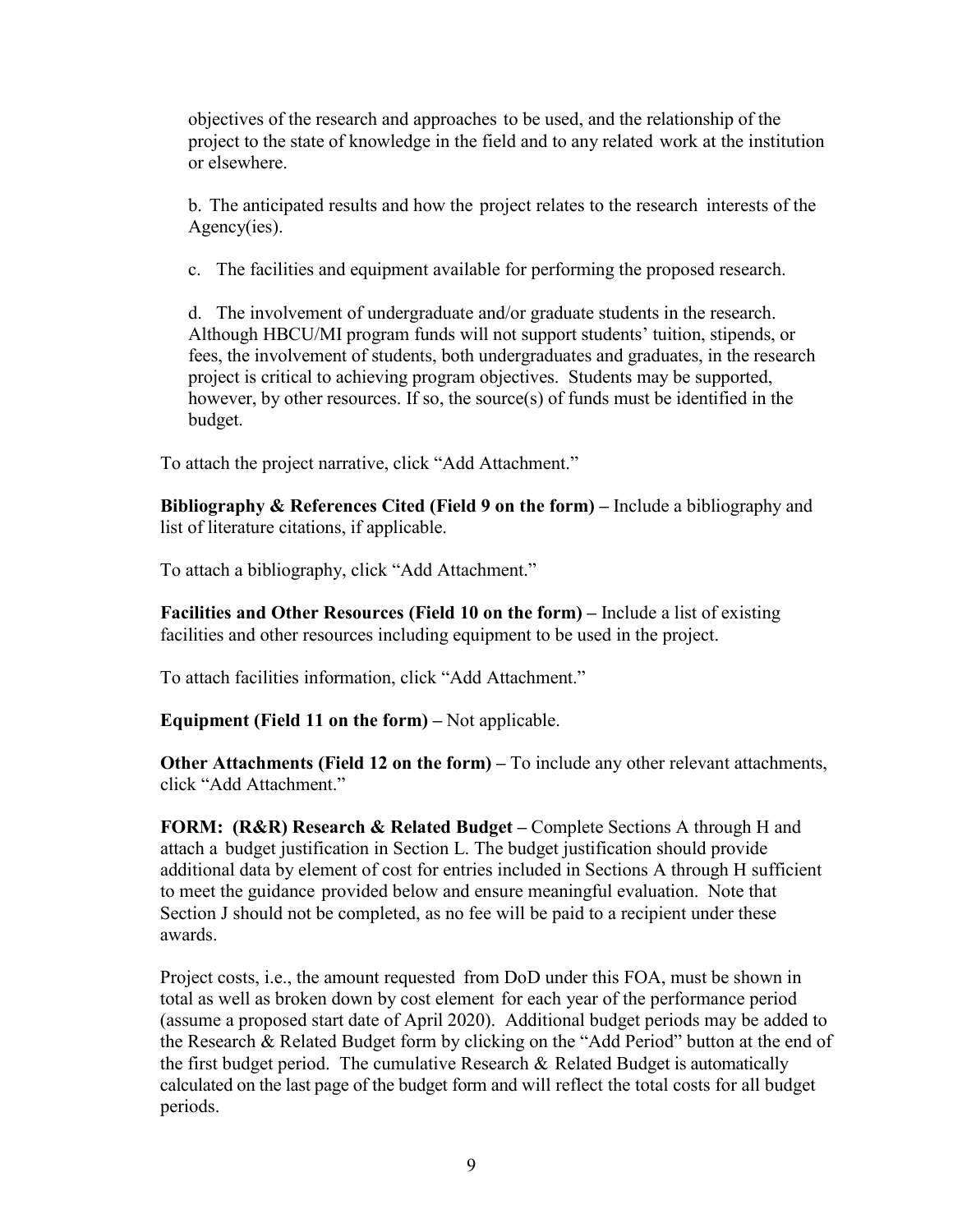objectives of the research and approaches to be used, and the relationship of the project to the state of knowledge in the field and to any related work at the institution or elsewhere.

b. The anticipated results and how the project relates to the research interests of the Agency(ies).

c. The facilities and equipment available for performing the proposed research.

d. The involvement of undergraduate and/or graduate students in the research. Although HBCU/MI program funds will not support students' tuition, stipends, or fees, the involvement of students, both undergraduates and graduates, in the research project is critical to achieving program objectives. Students may be supported, however, by other resources. If so, the source(s) of funds must be identified in the budget.

To attach the project narrative, click "Add Attachment."

**Bibliography & References Cited (Field 9 on the form) –** Include a bibliography and list of literature citations, if applicable.

To attach a bibliography, click "Add Attachment."

**Facilities and Other Resources (Field 10 on the form) –** Include a list of existing facilities and other resources including equipment to be used in the project.

To attach facilities information, click "Add Attachment."

**Equipment (Field 11 on the form) –** Not applicable.

**Other Attachments (Field 12 on the form) –** To include any other relevant attachments, click "Add Attachment."

**FORM: (R&R) Research & Related Budget –** Complete Sections A through H and attach a budget justification in Section L. The budget justification should provide additional data by element of cost for entries included in Sections A through H sufficient to meet the guidance provided below and ensure meaningful evaluation. Note that Section J should not be completed, as no fee will be paid to a recipient under these awards.

Project costs, i.e., the amount requested from DoD under this FOA, must be shown in total as well as broken down by cost element for each year of the performance period (assume a proposed start date of April 2020). Additional budget periods may be added to the Research & Related Budget form by clicking on the "Add Period" button at the end of the first budget period. The cumulative Research & Related Budget is automatically calculated on the last page of the budget form and will reflect the total costs for all budget periods.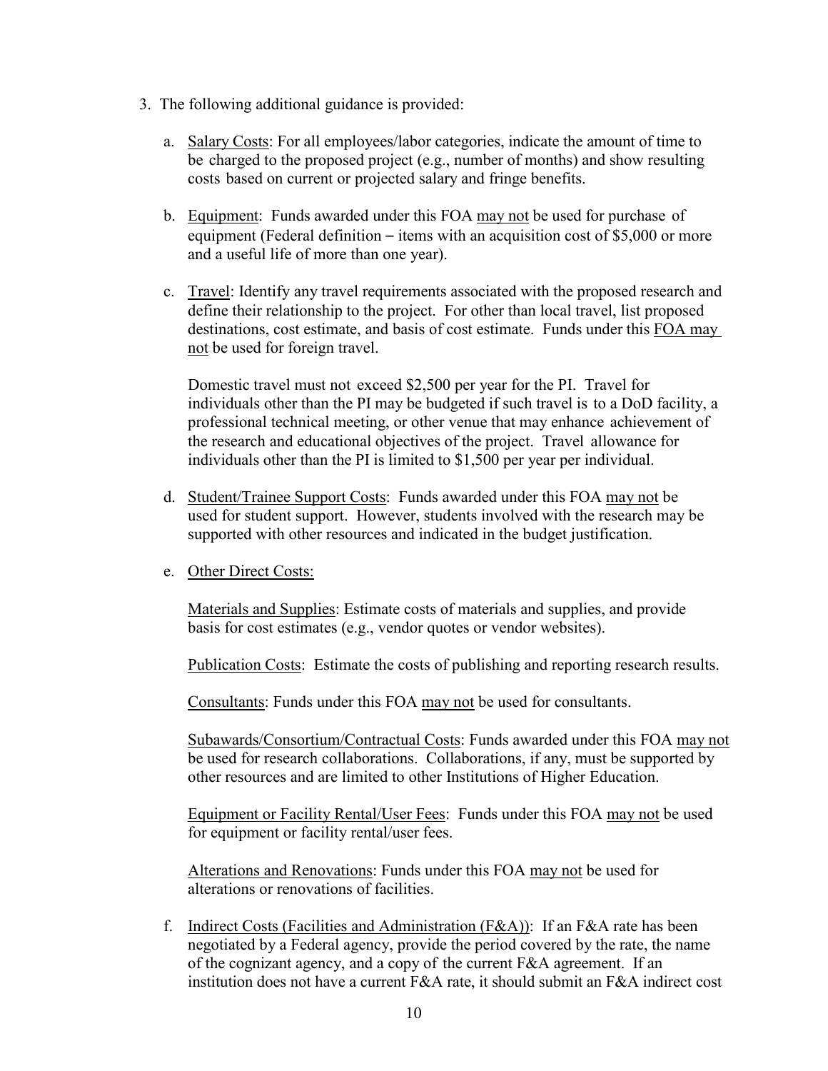3. The following additional guidance is provided:

   a. Salary Costs: For all employees/labor categories, indicate the amount of time to be charged to the proposed project (e.g., number of months) and show resulting costs based on current or projected salary and fringe benefits.

   b. Equipment: Funds awarded under this FOA may not be used for purchase of equipment (Federal definition – items with an acquisition cost of $5,000 or more and a useful life of more than one year).

   c. Travel: Identify any travel requirements associated with the proposed research and define their relationship to the project. For other than local travel, list proposed destinations, cost estimate, and basis of cost estimate. Funds under this FOA may not be used for foreign travel.

      Domestic travel must not exceed $2,500 per year for the PI. Travel for individuals other than the PI may be budgeted if such travel is to a DoD facility, a professional technical meeting, or other venue that may enhance achievement of the research and educational objectives of the project. Travel allowance for individuals other than the PI is limited to $1,500 per year per individual.

   d. Student/Trainee Support Costs: Funds awarded under this FOA may not be used for student support. However, students involved with the research may be supported with other resources and indicated in the budget justification.

   e. Other Direct Costs:

      Materials and Supplies: Estimate costs of materials and supplies, and provide basis for cost estimates (e.g., vendor quotes or vendor websites).

      Publication Costs: Estimate the costs of publishing and reporting research results.

      Consultants: Funds under this FOA may not be used for consultants.

      Subawards/Consortium/Contractual Costs: Funds awarded under this FOA may not be used for research collaborations. Collaborations, if any, must be supported by other resources and are limited to other Institutions of Higher Education.

      Equipment or Facility Rental/User Fees: Funds under this FOA may not be used for equipment or facility rental/user fees.

      Alterations and Renovations: Funds under this FOA may not be used for alterations or renovations of facilities.

   f. Indirect Costs (Facilities and Administration (F&A)): If an F&A rate has been negotiated by a Federal agency, provide the period covered by the rate, the name of the cognizant agency, and a copy of the current F&A agreement. If an institution does not have a current F&A rate, it should submit an F&A indirect cost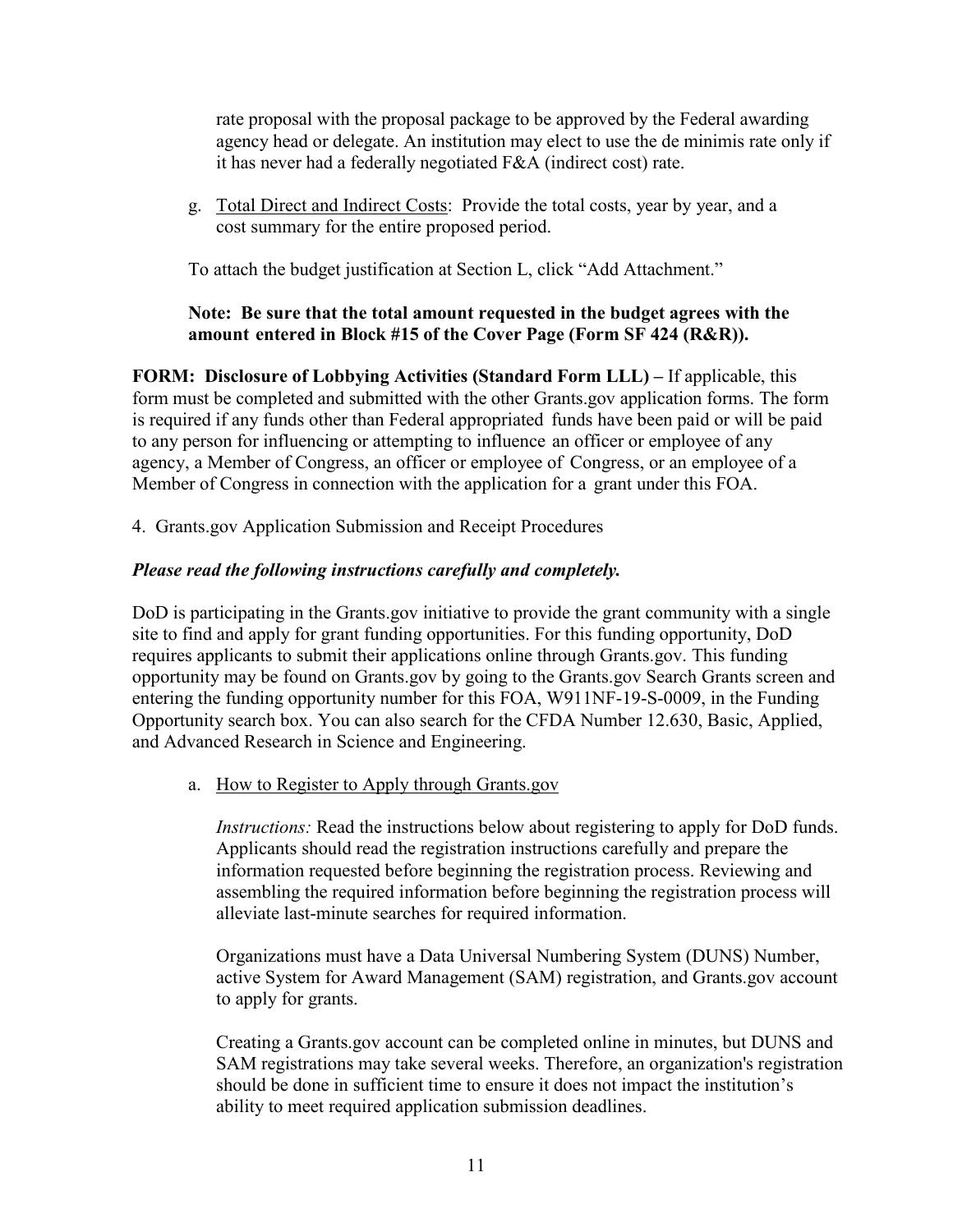rate proposal with the proposal package to be approved by the Federal awarding agency head or delegate. An institution may elect to use the de minimis rate only if it has never had a federally negotiated F&A (indirect cost) rate.

g. Total Direct and Indirect Costs: Provide the total costs, year by year, and a cost summary for the entire proposed period.

To attach the budget justification at Section L, click "Add Attachment."

**Note: Be sure that the total amount requested in the budget agrees with the amount entered in Block #15 of the Cover Page (Form SF 424 (R&R)).**

**FORM: Disclosure of Lobbying Activities (Standard Form LLL) –** If applicable, this form must be completed and submitted with the other Grants.gov application forms. The form is required if any funds other than Federal appropriated funds have been paid or will be paid to any person for influencing or attempting to influence an officer or employee of any agency, a Member of Congress, an officer or employee of Congress, or an employee of a Member of Congress in connection with the application for a grant under this FOA.

4. Grants.gov Application Submission and Receipt Procedures

***Please read the following instructions carefully and completely.***

DoD is participating in the Grants.gov initiative to provide the grant community with a single site to find and apply for grant funding opportunities. For this funding opportunity, DoD requires applicants to submit their applications online through Grants.gov. This funding opportunity may be found on Grants.gov by going to the Grants.gov Search Grants screen and entering the funding opportunity number for this FOA, W911NF-19-S-0009, in the Funding Opportunity search box. You can also search for the CFDA Number 12.630, Basic, Applied, and Advanced Research in Science and Engineering.

a. How to Register to Apply through Grants.gov

*Instructions:* Read the instructions below about registering to apply for DoD funds. Applicants should read the registration instructions carefully and prepare the information requested before beginning the registration process. Reviewing and assembling the required information before beginning the registration process will alleviate last-minute searches for required information.

Organizations must have a Data Universal Numbering System (DUNS) Number, active System for Award Management (SAM) registration, and Grants.gov account to apply for grants.

Creating a Grants.gov account can be completed online in minutes, but DUNS and SAM registrations may take several weeks. Therefore, an organization's registration should be done in sufficient time to ensure it does not impact the institution's ability to meet required application submission deadlines.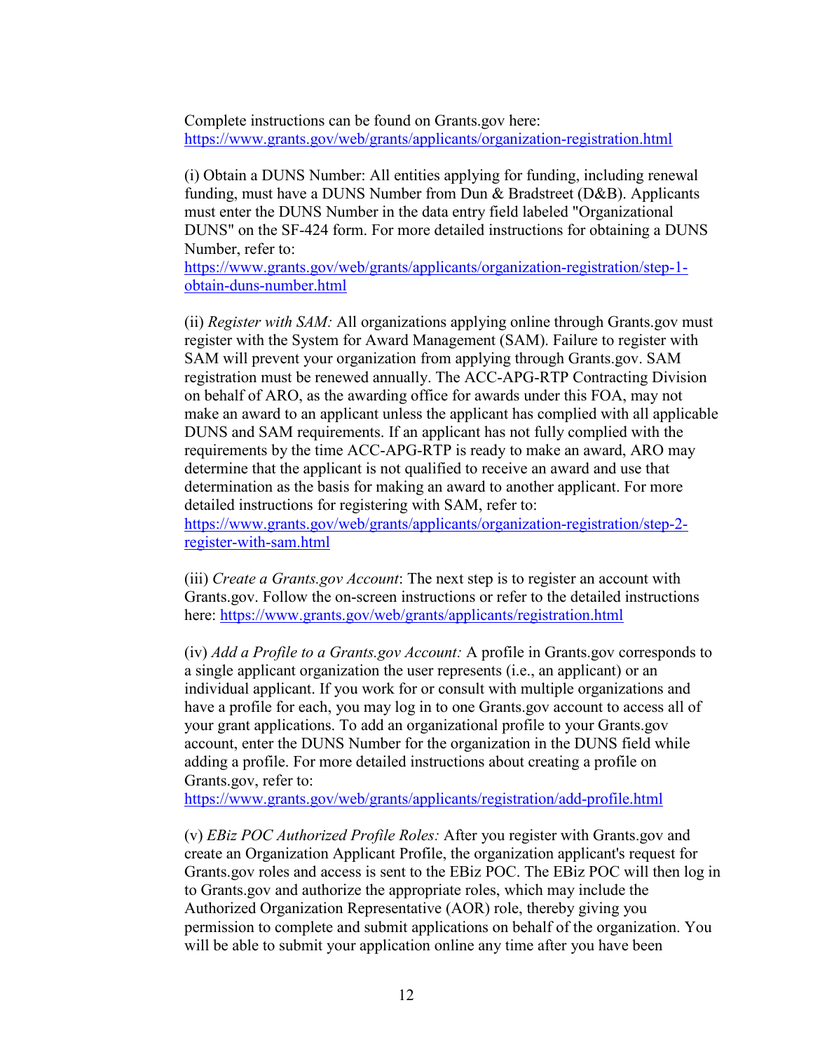Complete instructions can be found on Grants.gov here: https://www.grants.gov/web/grants/applicants/organization-registration.html

(i) Obtain a DUNS Number: All entities applying for funding, including renewal funding, must have a DUNS Number from Dun & Bradstreet (D&B). Applicants must enter the DUNS Number in the data entry field labeled "Organizational DUNS" on the SF-424 form. For more detailed instructions for obtaining a DUNS Number, refer to: https://www.grants.gov/web/grants/applicants/organization-registration/step-1-obtain-duns-number.html

(ii) *Register with SAM:* All organizations applying online through Grants.gov must register with the System for Award Management (SAM). Failure to register with SAM will prevent your organization from applying through Grants.gov. SAM registration must be renewed annually. The ACC-APG-RTP Contracting Division on behalf of ARO, as the awarding office for awards under this FOA, may not make an award to an applicant unless the applicant has complied with all applicable DUNS and SAM requirements. If an applicant has not fully complied with the requirements by the time ACC-APG-RTP is ready to make an award, ARO may determine that the applicant is not qualified to receive an award and use that determination as the basis for making an award to another applicant. For more detailed instructions for registering with SAM, refer to: https://www.grants.gov/web/grants/applicants/organization-registration/step-2-register-with-sam.html

(iii) *Create a Grants.gov Account*: The next step is to register an account with Grants.gov. Follow the on-screen instructions or refer to the detailed instructions here: https://www.grants.gov/web/grants/applicants/registration.html

(iv) *Add a Profile to a Grants.gov Account:* A profile in Grants.gov corresponds to a single applicant organization the user represents (i.e., an applicant) or an individual applicant. If you work for or consult with multiple organizations and have a profile for each, you may log in to one Grants.gov account to access all of your grant applications. To add an organizational profile to your Grants.gov account, enter the DUNS Number for the organization in the DUNS field while adding a profile. For more detailed instructions about creating a profile on Grants.gov, refer to: https://www.grants.gov/web/grants/applicants/registration/add-profile.html

(v) *EBiz POC Authorized Profile Roles:* After you register with Grants.gov and create an Organization Applicant Profile, the organization applicant's request for Grants.gov roles and access is sent to the EBiz POC. The EBiz POC will then log in to Grants.gov and authorize the appropriate roles, which may include the Authorized Organization Representative (AOR) role, thereby giving you permission to complete and submit applications on behalf of the organization. You will be able to submit your application online any time after you have been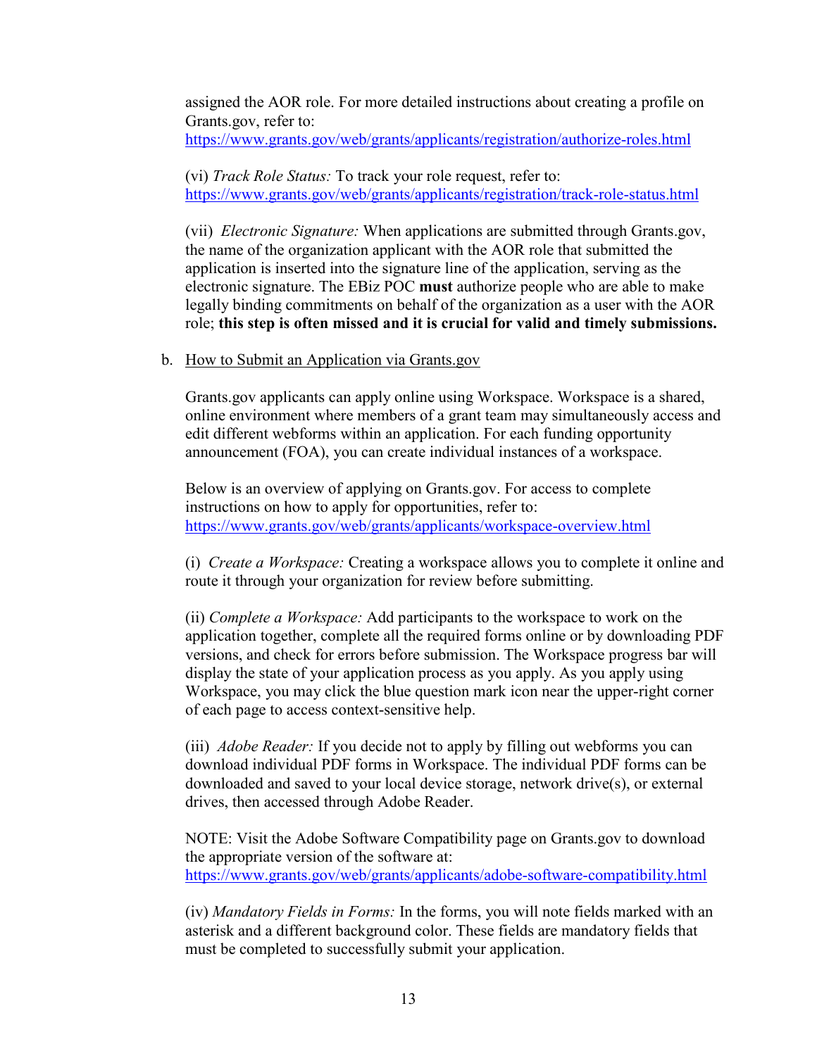assigned the AOR role. For more detailed instructions about creating a profile on Grants.gov, refer to: https://www.grants.gov/web/grants/applicants/registration/authorize-roles.html

(vi) *Track Role Status:* To track your role request, refer to: https://www.grants.gov/web/grants/applicants/registration/track-role-status.html

(vii) *Electronic Signature:* When applications are submitted through Grants.gov, the name of the organization applicant with the AOR role that submitted the application is inserted into the signature line of the application, serving as the electronic signature. The EBiz POC **must** authorize people who are able to make legally binding commitments on behalf of the organization as a user with the AOR role; **this step is often missed and it is crucial for valid and timely submissions.**

b. How to Submit an Application via Grants.gov

Grants.gov applicants can apply online using Workspace. Workspace is a shared, online environment where members of a grant team may simultaneously access and edit different webforms within an application. For each funding opportunity announcement (FOA), you can create individual instances of a workspace.

Below is an overview of applying on Grants.gov. For access to complete instructions on how to apply for opportunities, refer to: https://www.grants.gov/web/grants/applicants/workspace-overview.html

(i) *Create a Workspace:* Creating a workspace allows you to complete it online and route it through your organization for review before submitting.

(ii) *Complete a Workspace:* Add participants to the workspace to work on the application together, complete all the required forms online or by downloading PDF versions, and check for errors before submission. The Workspace progress bar will display the state of your application process as you apply. As you apply using Workspace, you may click the blue question mark icon near the upper-right corner of each page to access context-sensitive help.

(iii) *Adobe Reader:* If you decide not to apply by filling out webforms you can download individual PDF forms in Workspace. The individual PDF forms can be downloaded and saved to your local device storage, network drive(s), or external drives, then accessed through Adobe Reader.

NOTE: Visit the Adobe Software Compatibility page on Grants.gov to download the appropriate version of the software at: https://www.grants.gov/web/grants/applicants/adobe-software-compatibility.html

(iv) *Mandatory Fields in Forms:* In the forms, you will note fields marked with an asterisk and a different background color. These fields are mandatory fields that must be completed to successfully submit your application.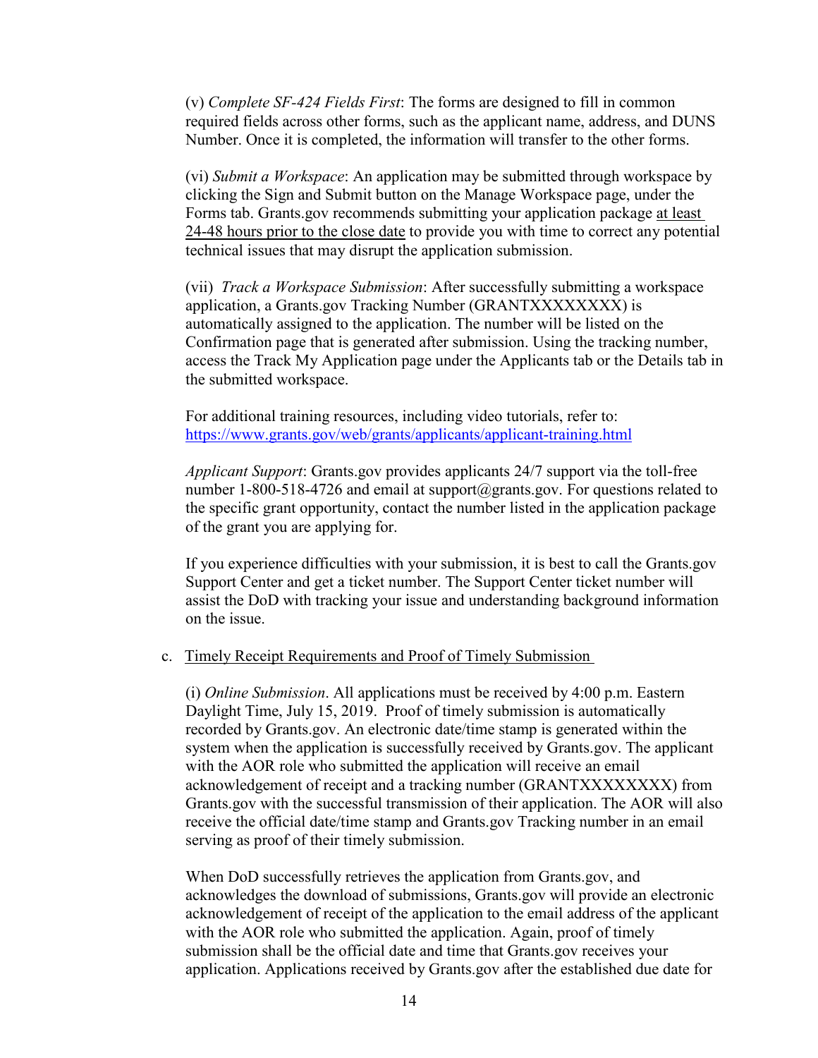(v) *Complete SF-424 Fields First*: The forms are designed to fill in common required fields across other forms, such as the applicant name, address, and DUNS Number. Once it is completed, the information will transfer to the other forms.

(vi) *Submit a Workspace*: An application may be submitted through workspace by clicking the Sign and Submit button on the Manage Workspace page, under the Forms tab. Grants.gov recommends submitting your application package at least 24-48 hours prior to the close date to provide you with time to correct any potential technical issues that may disrupt the application submission.

(vii) *Track a Workspace Submission*: After successfully submitting a workspace application, a Grants.gov Tracking Number (GRANTXXXXXXXX) is automatically assigned to the application. The number will be listed on the Confirmation page that is generated after submission. Using the tracking number, access the Track My Application page under the Applicants tab or the Details tab in the submitted workspace.

For additional training resources, including video tutorials, refer to: https://www.grants.gov/web/grants/applicants/applicant-training.html

*Applicant Support*: Grants.gov provides applicants 24/7 support via the toll-free number 1-800-518-4726 and email at support@grants.gov. For questions related to the specific grant opportunity, contact the number listed in the application package of the grant you are applying for.

If you experience difficulties with your submission, it is best to call the Grants.gov Support Center and get a ticket number. The Support Center ticket number will assist the DoD with tracking your issue and understanding background information on the issue.

c. Timely Receipt Requirements and Proof of Timely Submission

(i) *Online Submission*. All applications must be received by 4:00 p.m. Eastern Daylight Time, July 15, 2019. Proof of timely submission is automatically recorded by Grants.gov. An electronic date/time stamp is generated within the system when the application is successfully received by Grants.gov. The applicant with the AOR role who submitted the application will receive an email acknowledgement of receipt and a tracking number (GRANTXXXXXXXX) from Grants.gov with the successful transmission of their application. The AOR will also receive the official date/time stamp and Grants.gov Tracking number in an email serving as proof of their timely submission.

When DoD successfully retrieves the application from Grants.gov, and acknowledges the download of submissions, Grants.gov will provide an electronic acknowledgement of receipt of the application to the email address of the applicant with the AOR role who submitted the application. Again, proof of timely submission shall be the official date and time that Grants.gov receives your application. Applications received by Grants.gov after the established due date for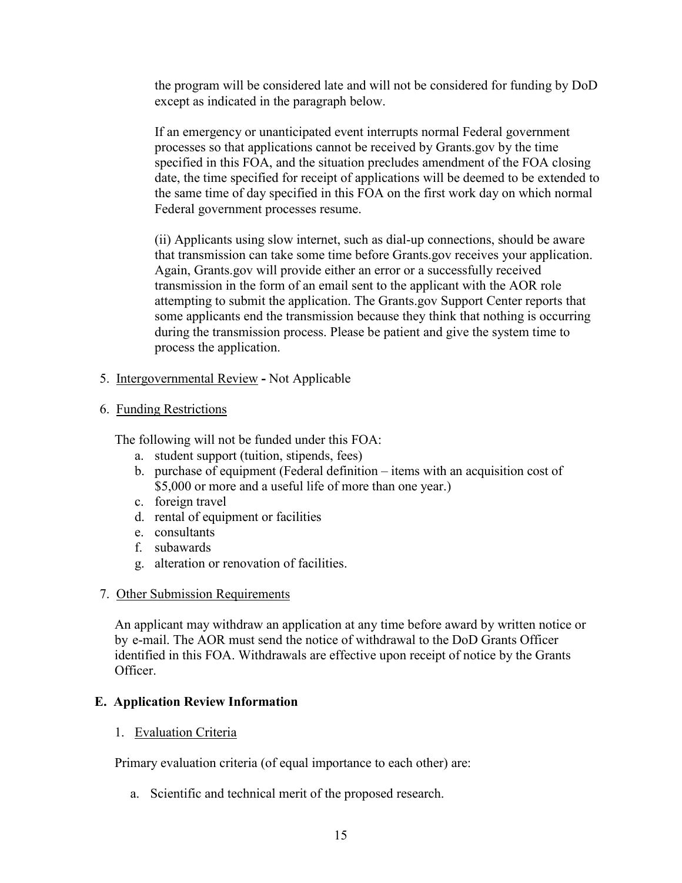the program will be considered late and will not be considered for funding by DoD except as indicated in the paragraph below.

If an emergency or unanticipated event interrupts normal Federal government processes so that applications cannot be received by Grants.gov by the time specified in this FOA, and the situation precludes amendment of the FOA closing date, the time specified for receipt of applications will be deemed to be extended to the same time of day specified in this FOA on the first work day on which normal Federal government processes resume.

(ii) Applicants using slow internet, such as dial-up connections, should be aware that transmission can take some time before Grants.gov receives your application. Again, Grants.gov will provide either an error or a successfully received transmission in the form of an email sent to the applicant with the AOR role attempting to submit the application. The Grants.gov Support Center reports that some applicants end the transmission because they think that nothing is occurring during the transmission process. Please be patient and give the system time to process the application.

5. Intergovernmental Review **-** Not Applicable

6. Funding Restrictions

   The following will not be funded under this FOA:

   a. student support (tuition, stipends, fees)
   b. purchase of equipment (Federal definition – items with an acquisition cost of $5,000 or more and a useful life of more than one year.)
   c. foreign travel
   d. rental of equipment or facilities
   e. consultants
   f. subawards
   g. alteration or renovation of facilities.

7. Other Submission Requirements

   An applicant may withdraw an application at any time before award by written notice or by e-mail. The AOR must send the notice of withdrawal to the DoD Grants Officer identified in this FOA. Withdrawals are effective upon receipt of notice by the Grants Officer.

## E. Application Review Information

1. Evaluation Criteria

   Primary evaluation criteria (of equal importance to each other) are:

   a. Scientific and technical merit of the proposed research.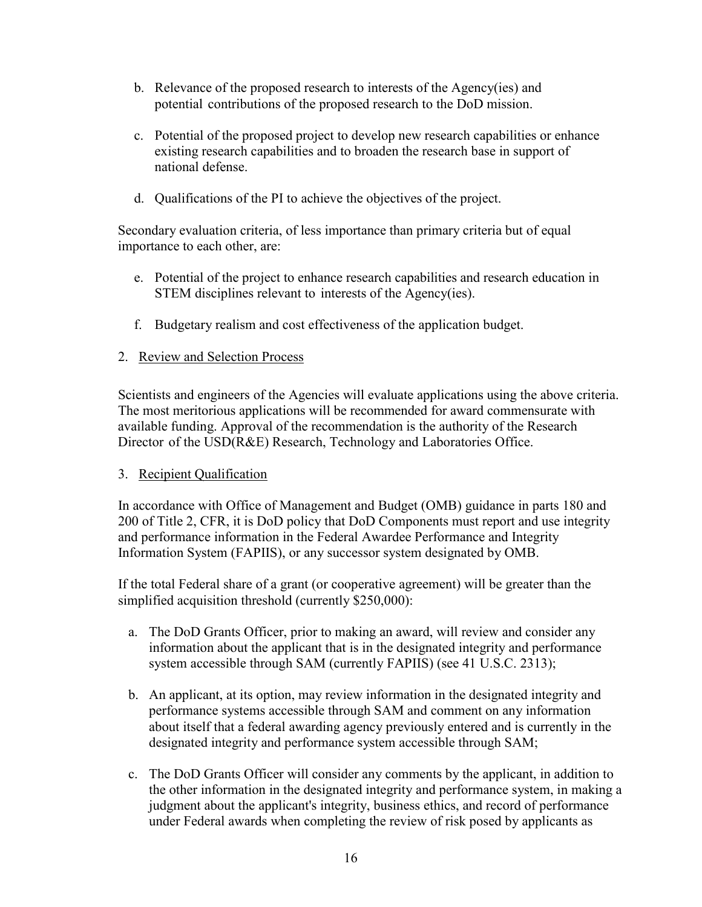b. Relevance of the proposed research to interests of the Agency(ies) and potential contributions of the proposed research to the DoD mission.

c. Potential of the proposed project to develop new research capabilities or enhance existing research capabilities and to broaden the research base in support of national defense.

d. Qualifications of the PI to achieve the objectives of the project.

Secondary evaluation criteria, of less importance than primary criteria but of equal importance to each other, are:

e. Potential of the project to enhance research capabilities and research education in STEM disciplines relevant to interests of the Agency(ies).

f. Budgetary realism and cost effectiveness of the application budget.

2. Review and Selection Process

Scientists and engineers of the Agencies will evaluate applications using the above criteria. The most meritorious applications will be recommended for award commensurate with available funding. Approval of the recommendation is the authority of the Research Director of the USD(R&E) Research, Technology and Laboratories Office.

3. Recipient Qualification

In accordance with Office of Management and Budget (OMB) guidance in parts 180 and 200 of Title 2, CFR, it is DoD policy that DoD Components must report and use integrity and performance information in the Federal Awardee Performance and Integrity Information System (FAPIIS), or any successor system designated by OMB.

If the total Federal share of a grant (or cooperative agreement) will be greater than the simplified acquisition threshold (currently $250,000):

a. The DoD Grants Officer, prior to making an award, will review and consider any information about the applicant that is in the designated integrity and performance system accessible through SAM (currently FAPIIS) (see 41 U.S.C. 2313);

b. An applicant, at its option, may review information in the designated integrity and performance systems accessible through SAM and comment on any information about itself that a federal awarding agency previously entered and is currently in the designated integrity and performance system accessible through SAM;

c. The DoD Grants Officer will consider any comments by the applicant, in addition to the other information in the designated integrity and performance system, in making a judgment about the applicant's integrity, business ethics, and record of performance under Federal awards when completing the review of risk posed by applicants as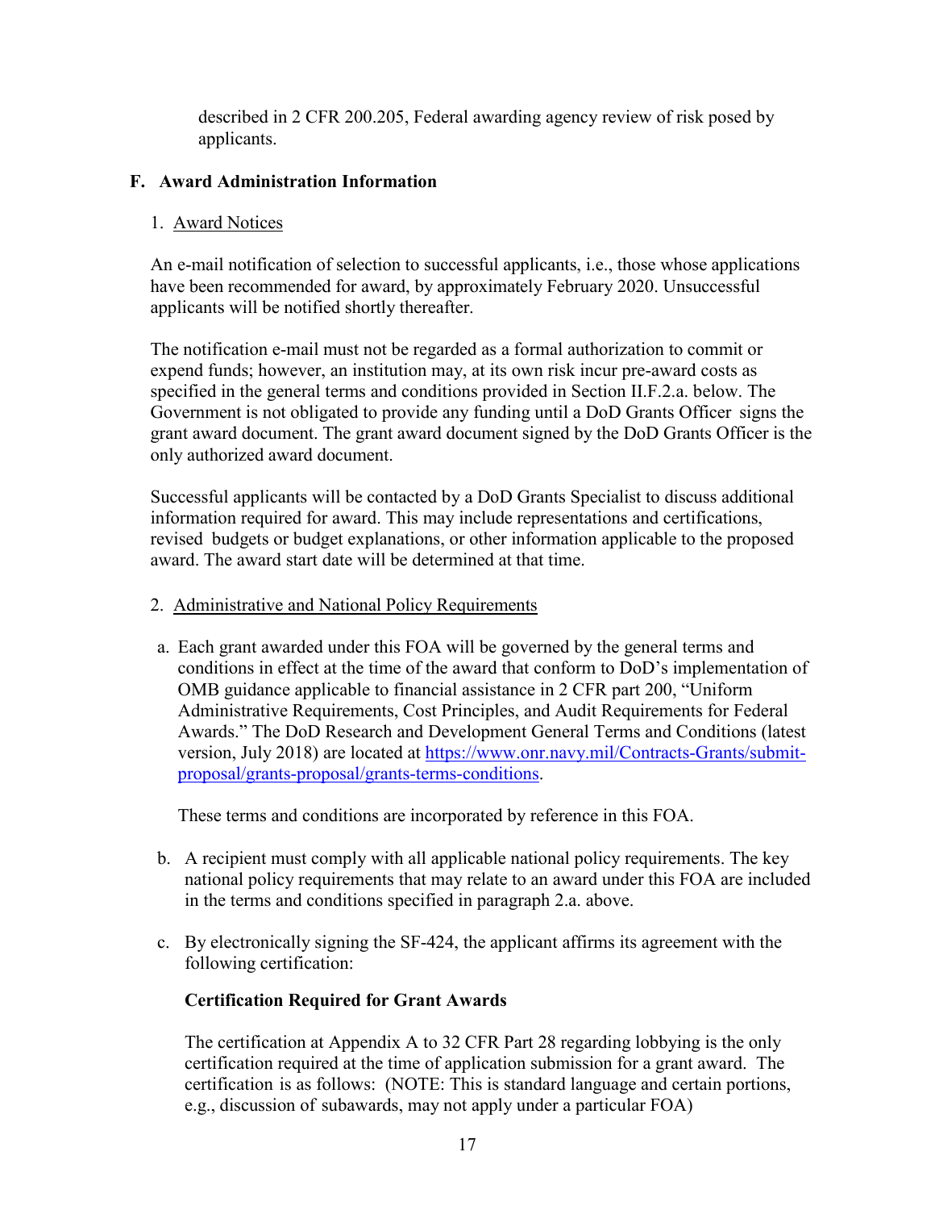described in 2 CFR 200.205, Federal awarding agency review of risk posed by applicants.

## F. Award Administration Information

### 1. Award Notices

An e-mail notification of selection to successful applicants, i.e., those whose applications have been recommended for award, by approximately February 2020. Unsuccessful applicants will be notified shortly thereafter.

The notification e-mail must not be regarded as a formal authorization to commit or expend funds; however, an institution may, at its own risk incur pre-award costs as specified in the general terms and conditions provided in Section II.F.2.a. below. The Government is not obligated to provide any funding until a DoD Grants Officer signs the grant award document. The grant award document signed by the DoD Grants Officer is the only authorized award document.

Successful applicants will be contacted by a DoD Grants Specialist to discuss additional information required for award. This may include representations and certifications, revised budgets or budget explanations, or other information applicable to the proposed award. The award start date will be determined at that time.

### 2. Administrative and National Policy Requirements

a. Each grant awarded under this FOA will be governed by the general terms and conditions in effect at the time of the award that conform to DoD's implementation of OMB guidance applicable to financial assistance in 2 CFR part 200, "Uniform Administrative Requirements, Cost Principles, and Audit Requirements for Federal Awards." The DoD Research and Development General Terms and Conditions (latest version, July 2018) are located at [https://www.onr.navy.mil/Contracts-Grants/submit-proposal/grants-proposal/grants-terms-conditions](https://www.onr.navy.mil/Contracts-Grants/submit-proposal/grants-proposal/grants-terms-conditions).

   These terms and conditions are incorporated by reference in this FOA.

b. A recipient must comply with all applicable national policy requirements. The key national policy requirements that may relate to an award under this FOA are included in the terms and conditions specified in paragraph 2.a. above.

c. By electronically signing the SF-424, the applicant affirms its agreement with the following certification:

   **Certification Required for Grant Awards**

   The certification at Appendix A to 32 CFR Part 28 regarding lobbying is the only certification required at the time of application submission for a grant award. The certification is as follows: (NOTE: This is standard language and certain portions, e.g., discussion of subawards, may not apply under a particular FOA)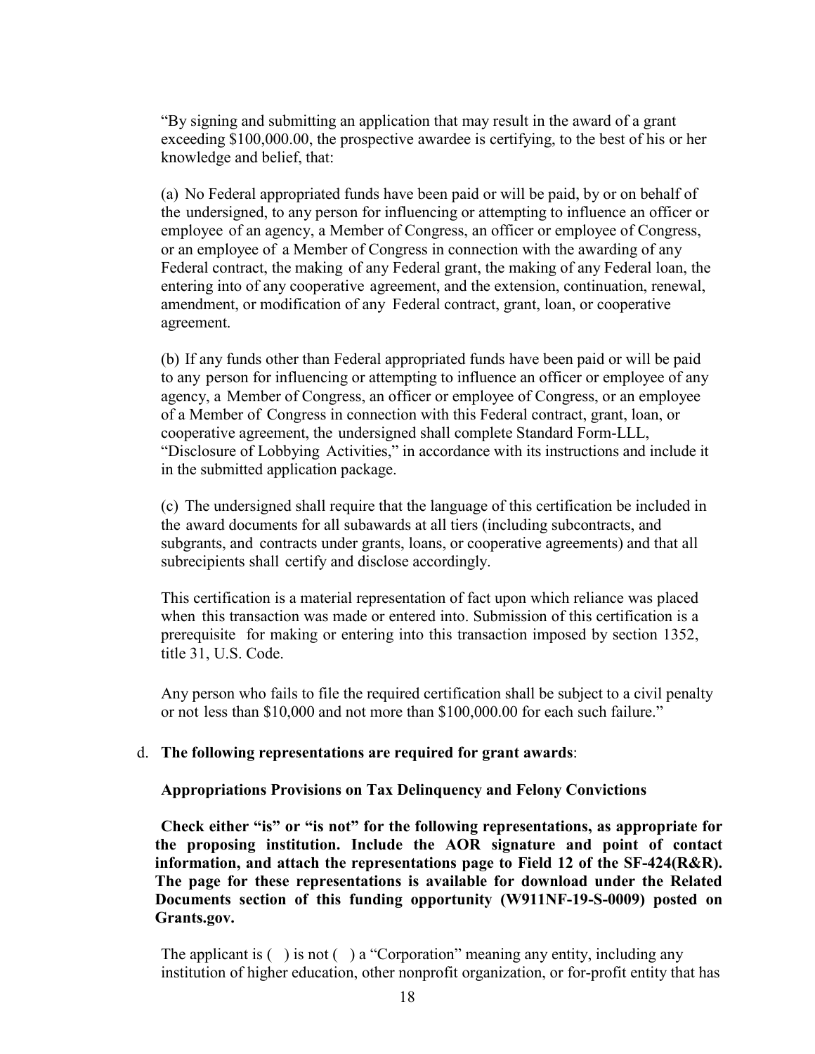"By signing and submitting an application that may result in the award of a grant exceeding $100,000.00, the prospective awardee is certifying, to the best of his or her knowledge and belief, that:

(a) No Federal appropriated funds have been paid or will be paid, by or on behalf of the undersigned, to any person for influencing or attempting to influence an officer or employee of an agency, a Member of Congress, an officer or employee of Congress, or an employee of a Member of Congress in connection with the awarding of any Federal contract, the making of any Federal grant, the making of any Federal loan, the entering into of any cooperative agreement, and the extension, continuation, renewal, amendment, or modification of any Federal contract, grant, loan, or cooperative agreement.

(b) If any funds other than Federal appropriated funds have been paid or will be paid to any person for influencing or attempting to influence an officer or employee of any agency, a Member of Congress, an officer or employee of Congress, or an employee of a Member of Congress in connection with this Federal contract, grant, loan, or cooperative agreement, the undersigned shall complete Standard Form-LLL, "Disclosure of Lobbying Activities," in accordance with its instructions and include it in the submitted application package.

(c) The undersigned shall require that the language of this certification be included in the award documents for all subawards at all tiers (including subcontracts, and subgrants, and contracts under grants, loans, or cooperative agreements) and that all subrecipients shall certify and disclose accordingly.

This certification is a material representation of fact upon which reliance was placed when this transaction was made or entered into. Submission of this certification is a prerequisite for making or entering into this transaction imposed by section 1352, title 31, U.S. Code.

Any person who fails to file the required certification shall be subject to a civil penalty or not less than $10,000 and not more than $100,000.00 for each such failure."

d. **The following representations are required for grant awards**:

**Appropriations Provisions on Tax Delinquency and Felony Convictions**

**Check either "is" or "is not" for the following representations, as appropriate for the proposing institution. Include the AOR signature and point of contact information, and attach the representations page to Field 12 of the SF-424(R&R). The page for these representations is available for download under the Related Documents section of this funding opportunity (W911NF-19-S-0009) posted on Grants.gov.**

The applicant is ( ) is not ( ) a "Corporation" meaning any entity, including any institution of higher education, other nonprofit organization, or for-profit entity that has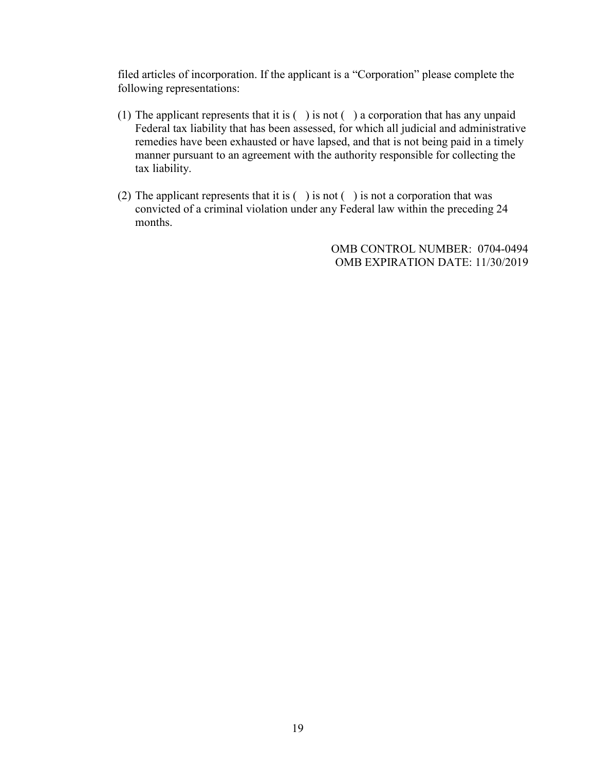filed articles of incorporation. If the applicant is a "Corporation" please complete the following representations:

(1) The applicant represents that it is ( ) is not ( ) a corporation that has any unpaid Federal tax liability that has been assessed, for which all judicial and administrative remedies have been exhausted or have lapsed, and that is not being paid in a timely manner pursuant to an agreement with the authority responsible for collecting the tax liability.

(2) The applicant represents that it is ( ) is not ( ) is not a corporation that was convicted of a criminal violation under any Federal law within the preceding 24 months.

OMB CONTROL NUMBER: 0704-0494
OMB EXPIRATION DATE: 11/30/2019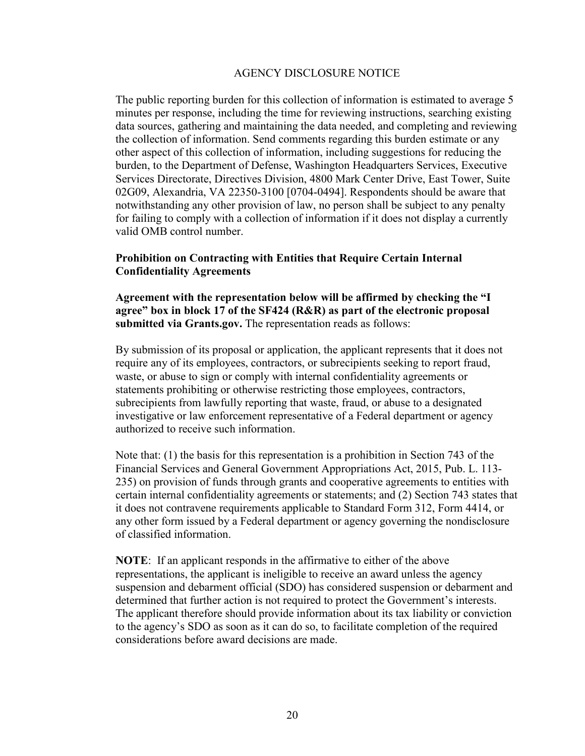AGENCY DISCLOSURE NOTICE

The public reporting burden for this collection of information is estimated to average 5 minutes per response, including the time for reviewing instructions, searching existing data sources, gathering and maintaining the data needed, and completing and reviewing the collection of information. Send comments regarding this burden estimate or any other aspect of this collection of information, including suggestions for reducing the burden, to the Department of Defense, Washington Headquarters Services, Executive Services Directorate, Directives Division, 4800 Mark Center Drive, East Tower, Suite 02G09, Alexandria, VA 22350-3100 [0704-0494]. Respondents should be aware that notwithstanding any other provision of law, no person shall be subject to any penalty for failing to comply with a collection of information if it does not display a currently valid OMB control number.

**Prohibition on Contracting with Entities that Require Certain Internal Confidentiality Agreements**

**Agreement with the representation below will be affirmed by checking the "I agree" box in block 17 of the SF424 (R&R) as part of the electronic proposal submitted via Grants.gov.** The representation reads as follows:

By submission of its proposal or application, the applicant represents that it does not require any of its employees, contractors, or subrecipients seeking to report fraud, waste, or abuse to sign or comply with internal confidentiality agreements or statements prohibiting or otherwise restricting those employees, contractors, subrecipients from lawfully reporting that waste, fraud, or abuse to a designated investigative or law enforcement representative of a Federal department or agency authorized to receive such information.

Note that: (1) the basis for this representation is a prohibition in Section 743 of the Financial Services and General Government Appropriations Act, 2015, Pub. L. 113-235) on provision of funds through grants and cooperative agreements to entities with certain internal confidentiality agreements or statements; and (2) Section 743 states that it does not contravene requirements applicable to Standard Form 312, Form 4414, or any other form issued by a Federal department or agency governing the nondisclosure of classified information.

**NOTE**: If an applicant responds in the affirmative to either of the above representations, the applicant is ineligible to receive an award unless the agency suspension and debarment official (SDO) has considered suspension or debarment and determined that further action is not required to protect the Government's interests. The applicant therefore should provide information about its tax liability or conviction to the agency's SDO as soon as it can do so, to facilitate completion of the required considerations before award decisions are made.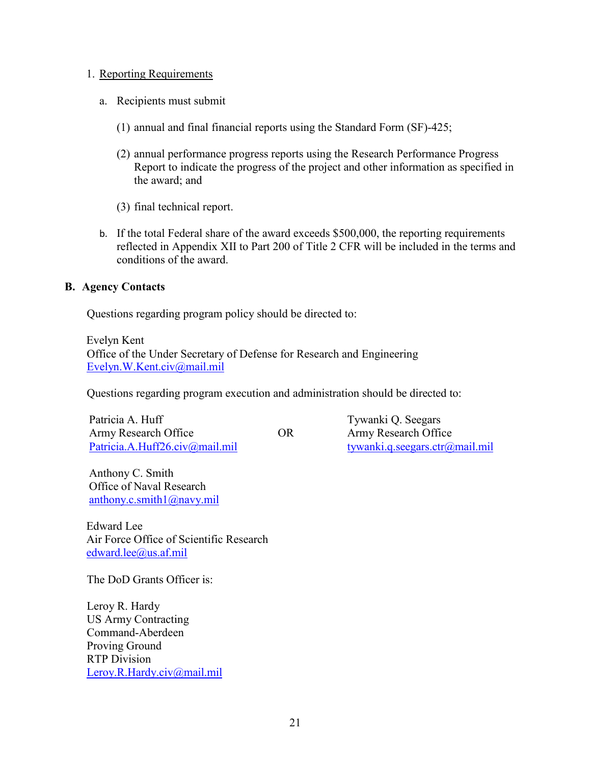1. Reporting Requirements

   a. Recipients must submit

      (1) annual and final financial reports using the Standard Form (SF)-425;

      (2) annual performance progress reports using the Research Performance Progress Report to indicate the progress of the project and other information as specified in the award; and

      (3) final technical report.

   b. If the total Federal share of the award exceeds $500,000, the reporting requirements reflected in Appendix XII to Part 200 of Title 2 CFR will be included in the terms and conditions of the award.

## B. Agency Contacts

Questions regarding program policy should be directed to:

Evelyn Kent
Office of the Under Secretary of Defense for Research and Engineering
Evelyn.W.Kent.civ@mail.mil

Questions regarding program execution and administration should be directed to:

Patricia A. Huff
Army Research Office
Patricia.A.Huff26.civ@mail.mil

OR

Tywanki Q. Seegars
Army Research Office
tywanki.q.seegars.ctr@mail.mil

Anthony C. Smith
Office of Naval Research
anthony.c.smith1@navy.mil

Edward Lee
Air Force Office of Scientific Research
edward.lee@us.af.mil

The DoD Grants Officer is:

Leroy R. Hardy
US Army Contracting
Command-Aberdeen
Proving Ground
RTP Division
Leroy.R.Hardy.civ@mail.mil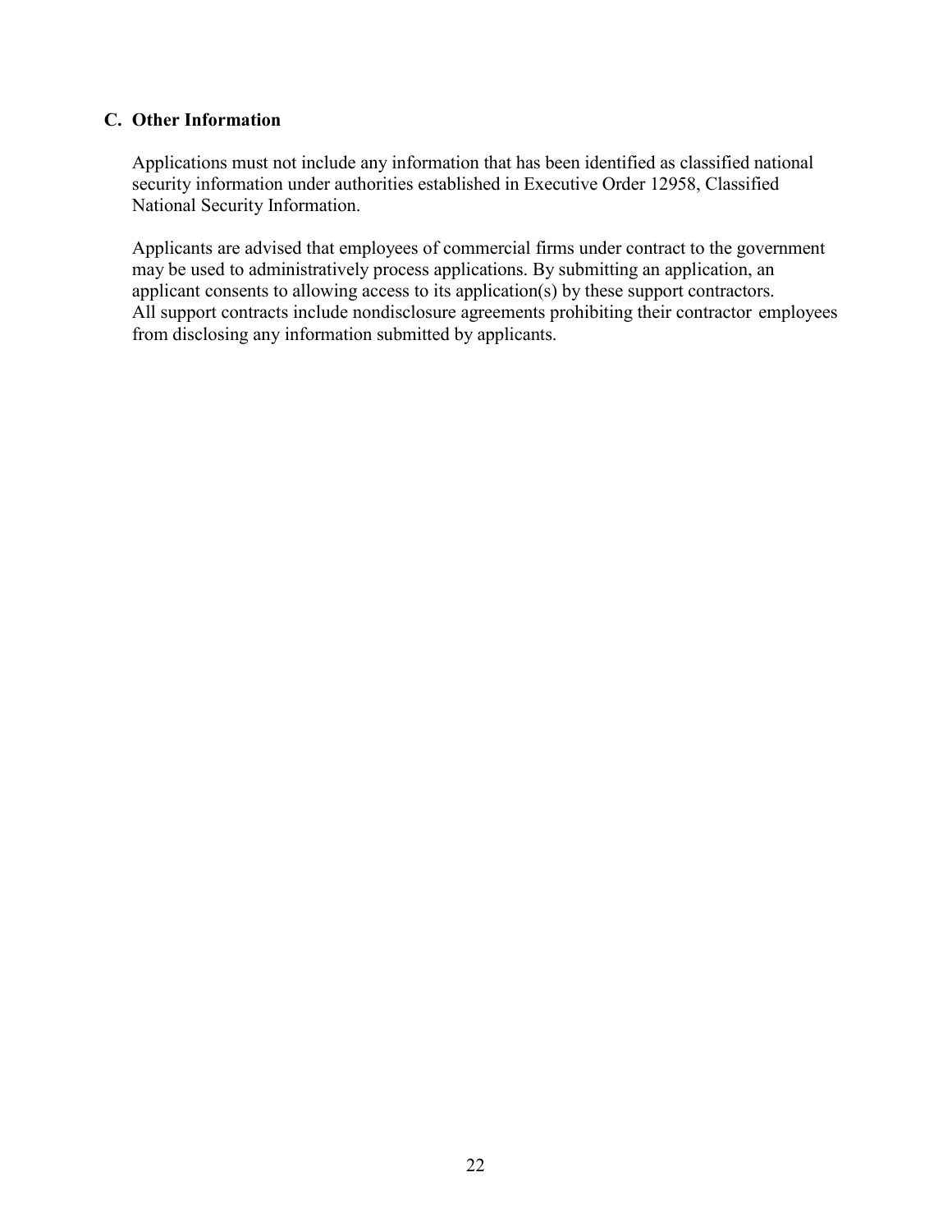### C. Other Information

Applications must not include any information that has been identified as classified national security information under authorities established in Executive Order 12958, Classified National Security Information.

Applicants are advised that employees of commercial firms under contract to the government may be used to administratively process applications. By submitting an application, an applicant consents to allowing access to its application(s) by these support contractors. All support contracts include nondisclosure agreements prohibiting their contractor employees from disclosing any information submitted by applicants.